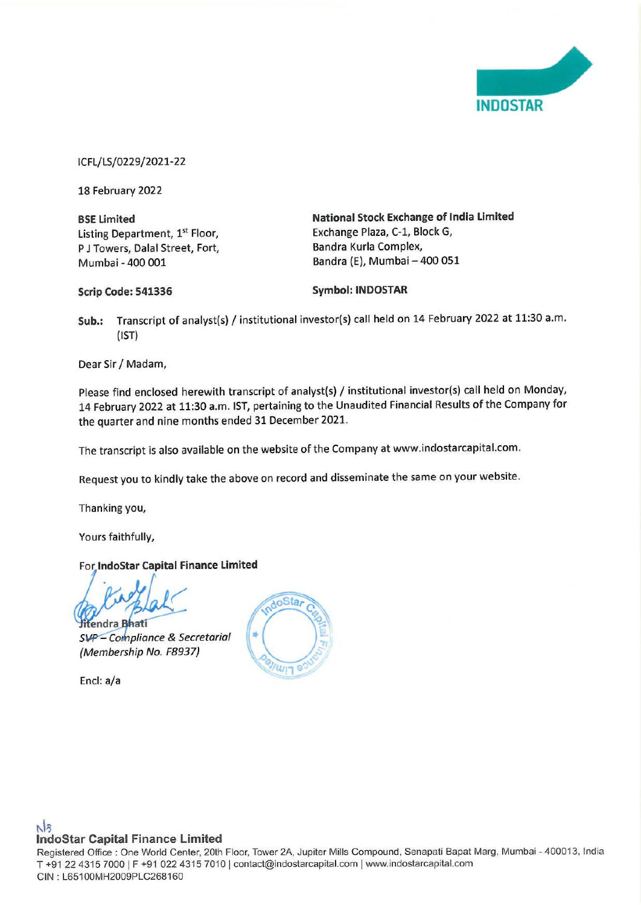INDOSTAR

ICFL/LS/0229/2021-22

18 February 2022

| **BSE Limited** | **National Stock Exchange of India Limited** |
|---|---|
| Listing Department, 1st Floor, | Exchange Plaza, C-1, Block G, |
| P J Towers, Dalal Street, Fort, | Bandra Kurla Complex, |
| Mumbai - 400 001 | Bandra (E), Mumbai – 400 051 |
| **Scrip Code: 541336** | **Symbol: INDOSTAR** |

**Sub.:** Transcript of analyst(s) / institutional investor(s) call held on 14 February 2022 at 11:30 a.m. (IST)

Dear Sir / Madam,

Please find enclosed herewith transcript of analyst(s) / institutional investor(s) call held on Monday, 14 February 2022 at 11:30 a.m. IST, pertaining to the Unaudited Financial Results of the Company for the quarter and nine months ended 31 December 2021.

The transcript is also available on the website of the Company at www.indostarcapital.com.

Request you to kindly take the above on record and disseminate the same on your website.

Thanking you,

Yours faithfully,

For **IndoStar Capital Finance Limited**

Jitendra Bhati
*SVP – Compliance & Secretarial*
*(Membership No. F8937)*

Encl: a/a

**IndoStar Capital Finance Limited**
Registered Office : One World Center, 20th Floor, Tower 2A, Jupiter Mills Compound, Senapati Bapat Marg, Mumbai - 400013, India
T +91 22 4315 7000 | F +91 022 4315 7010 | contact@indostarcapital.com | www.indostarcapital.com
CIN : L65100MH2009PLC268160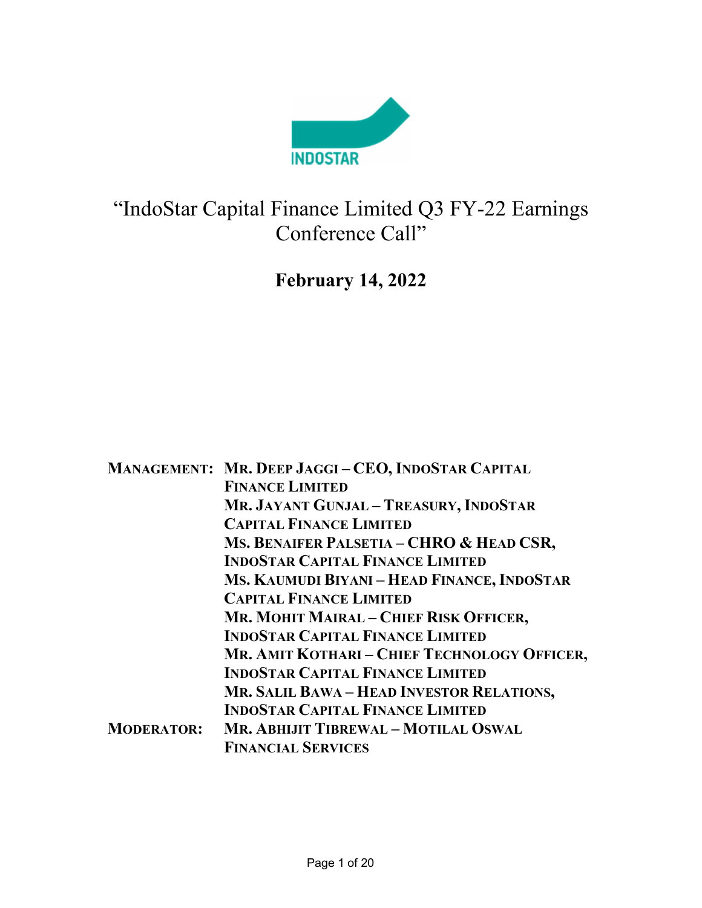# "IndoStar Capital Finance Limited Q3 FY-22 Earnings Conference Call"

**February 14, 2022**

**MANAGEMENT:** **MR. DEEP JAGGI – CEO, INDOSTAR CAPITAL FINANCE LIMITED**
**MR. JAYANT GUNJAL – TREASURY, INDOSTAR CAPITAL FINANCE LIMITED**
**MS. BENAIFER PALSETIA – CHRO & HEAD CSR, INDOSTAR CAPITAL FINANCE LIMITED**
**MS. KAUMUDI BIYANI – HEAD FINANCE, INDOSTAR CAPITAL FINANCE LIMITED**
**MR. MOHIT MAIRAL – CHIEF RISK OFFICER, INDOSTAR CAPITAL FINANCE LIMITED**
**MR. AMIT KOTHARI – CHIEF TECHNOLOGY OFFICER, INDOSTAR CAPITAL FINANCE LIMITED**
**MR. SALIL BAWA – HEAD INVESTOR RELATIONS, INDOSTAR CAPITAL FINANCE LIMITED**

**MODERATOR:** **MR. ABHIJIT TIBREWAL – MOTILAL OSWAL FINANCIAL SERVICES**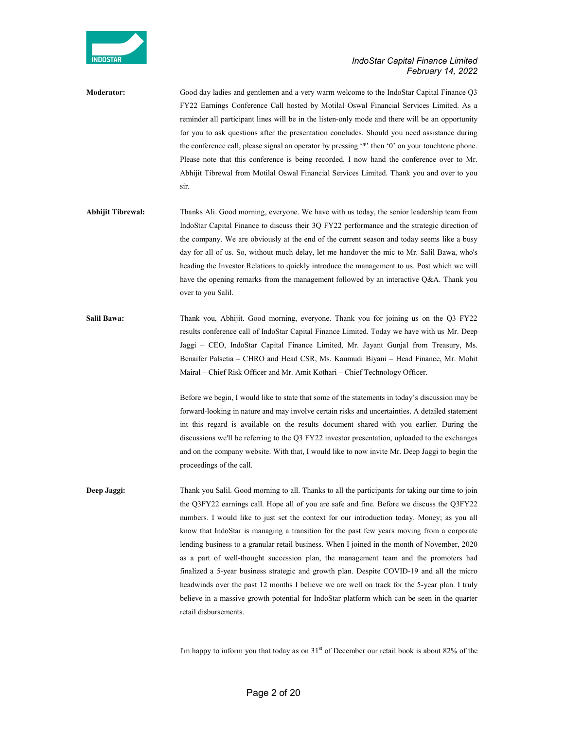**Moderator:** Good day ladies and gentlemen and a very warm welcome to the IndoStar Capital Finance Q3 FY22 Earnings Conference Call hosted by Motilal Oswal Financial Services Limited. As a reminder all participant lines will be in the listen-only mode and there will be an opportunity for you to ask questions after the presentation concludes. Should you need assistance during the conference call, please signal an operator by pressing '*' then '0' on your touchtone phone. Please note that this conference is being recorded. I now hand the conference over to Mr. Abhijit Tibrewal from Motilal Oswal Financial Services Limited. Thank you and over to you sir.

**Abhijit Tibrewal:** Thanks Ali. Good morning, everyone. We have with us today, the senior leadership team from IndoStar Capital Finance to discuss their 3Q FY22 performance and the strategic direction of the company. We are obviously at the end of the current season and today seems like a busy day for all of us. So, without much delay, let me handover the mic to Mr. Salil Bawa, who's heading the Investor Relations to quickly introduce the management to us. Post which we will have the opening remarks from the management followed by an interactive Q&A. Thank you over to you Salil.

**Salil Bawa:** Thank you, Abhijit. Good morning, everyone. Thank you for joining us on the Q3 FY22 results conference call of IndoStar Capital Finance Limited. Today we have with us Mr. Deep Jaggi – CEO, IndoStar Capital Finance Limited, Mr. Jayant Gunjal from Treasury, Ms. Benaifer Palsetia – CHRO and Head CSR, Ms. Kaumudi Biyani – Head Finance, Mr. Mohit Mairal – Chief Risk Officer and Mr. Amit Kothari – Chief Technology Officer.

Before we begin, I would like to state that some of the statements in today's discussion may be forward-looking in nature and may involve certain risks and uncertainties. A detailed statement int this regard is available on the results document shared with you earlier. During the discussions we'll be referring to the Q3 FY22 investor presentation, uploaded to the exchanges and on the company website. With that, I would like to now invite Mr. Deep Jaggi to begin the proceedings of the call.

**Deep Jaggi:** Thank you Salil. Good morning to all. Thanks to all the participants for taking our time to join the Q3FY22 earnings call. Hope all of you are safe and fine. Before we discuss the Q3FY22 numbers. I would like to just set the context for our introduction today. Money; as you all know that IndoStar is managing a transition for the past few years moving from a corporate lending business to a granular retail business. When I joined in the month of November, 2020 as a part of well-thought succession plan, the management team and the promoters had finalized a 5-year business strategic and growth plan. Despite COVID-19 and all the micro headwinds over the past 12 months I believe we are well on track for the 5-year plan. I truly believe in a massive growth potential for IndoStar platform which can be seen in the quarter retail disbursements.

I'm happy to inform you that today as on 31[st] of December our retail book is about 82% of the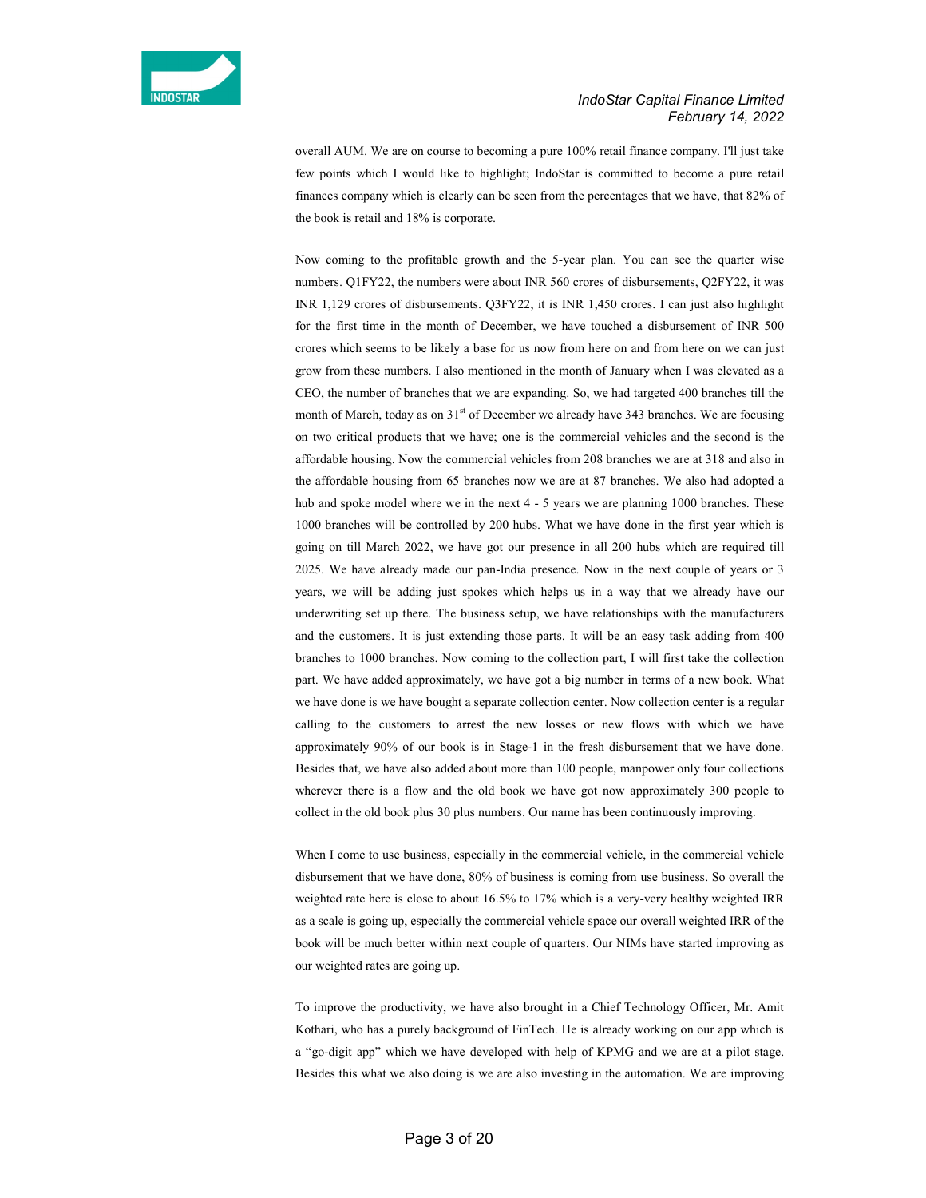overall AUM. We are on course to becoming a pure 100% retail finance company. I'll just take few points which I would like to highlight; IndoStar is committed to become a pure retail finances company which is clearly can be seen from the percentages that we have, that 82% of the book is retail and 18% is corporate.

Now coming to the profitable growth and the 5-year plan. You can see the quarter wise numbers. Q1FY22, the numbers were about INR 560 crores of disbursements, Q2FY22, it was INR 1,129 crores of disbursements. Q3FY22, it is INR 1,450 crores. I can just also highlight for the first time in the month of December, we have touched a disbursement of INR 500 crores which seems to be likely a base for us now from here on and from here on we can just grow from these numbers. I also mentioned in the month of January when I was elevated as a CEO, the number of branches that we are expanding. So, we had targeted 400 branches till the month of March, today as on 31st of December we already have 343 branches. We are focusing on two critical products that we have; one is the commercial vehicles and the second is the affordable housing. Now the commercial vehicles from 208 branches we are at 318 and also in the affordable housing from 65 branches now we are at 87 branches. We also had adopted a hub and spoke model where we in the next 4 - 5 years we are planning 1000 branches. These 1000 branches will be controlled by 200 hubs. What we have done in the first year which is going on till March 2022, we have got our presence in all 200 hubs which are required till 2025. We have already made our pan-India presence. Now in the next couple of years or 3 years, we will be adding just spokes which helps us in a way that we already have our underwriting set up there. The business setup, we have relationships with the manufacturers and the customers. It is just extending those parts. It will be an easy task adding from 400 branches to 1000 branches. Now coming to the collection part, I will first take the collection part. We have added approximately, we have got a big number in terms of a new book. What we have done is we have bought a separate collection center. Now collection center is a regular calling to the customers to arrest the new losses or new flows with which we have approximately 90% of our book is in Stage-1 in the fresh disbursement that we have done. Besides that, we have also added about more than 100 people, manpower only four collections wherever there is a flow and the old book we have got now approximately 300 people to collect in the old book plus 30 plus numbers. Our name has been continuously improving.

When I come to use business, especially in the commercial vehicle, in the commercial vehicle disbursement that we have done, 80% of business is coming from use business. So overall the weighted rate here is close to about 16.5% to 17% which is a very-very healthy weighted IRR as a scale is going up, especially the commercial vehicle space our overall weighted IRR of the book will be much better within next couple of quarters. Our NIMs have started improving as our weighted rates are going up.

To improve the productivity, we have also brought in a Chief Technology Officer, Mr. Amit Kothari, who has a purely background of FinTech. He is already working on our app which is a "go-digit app" which we have developed with help of KPMG and we are at a pilot stage. Besides this what we also doing is we are also investing in the automation. We are improving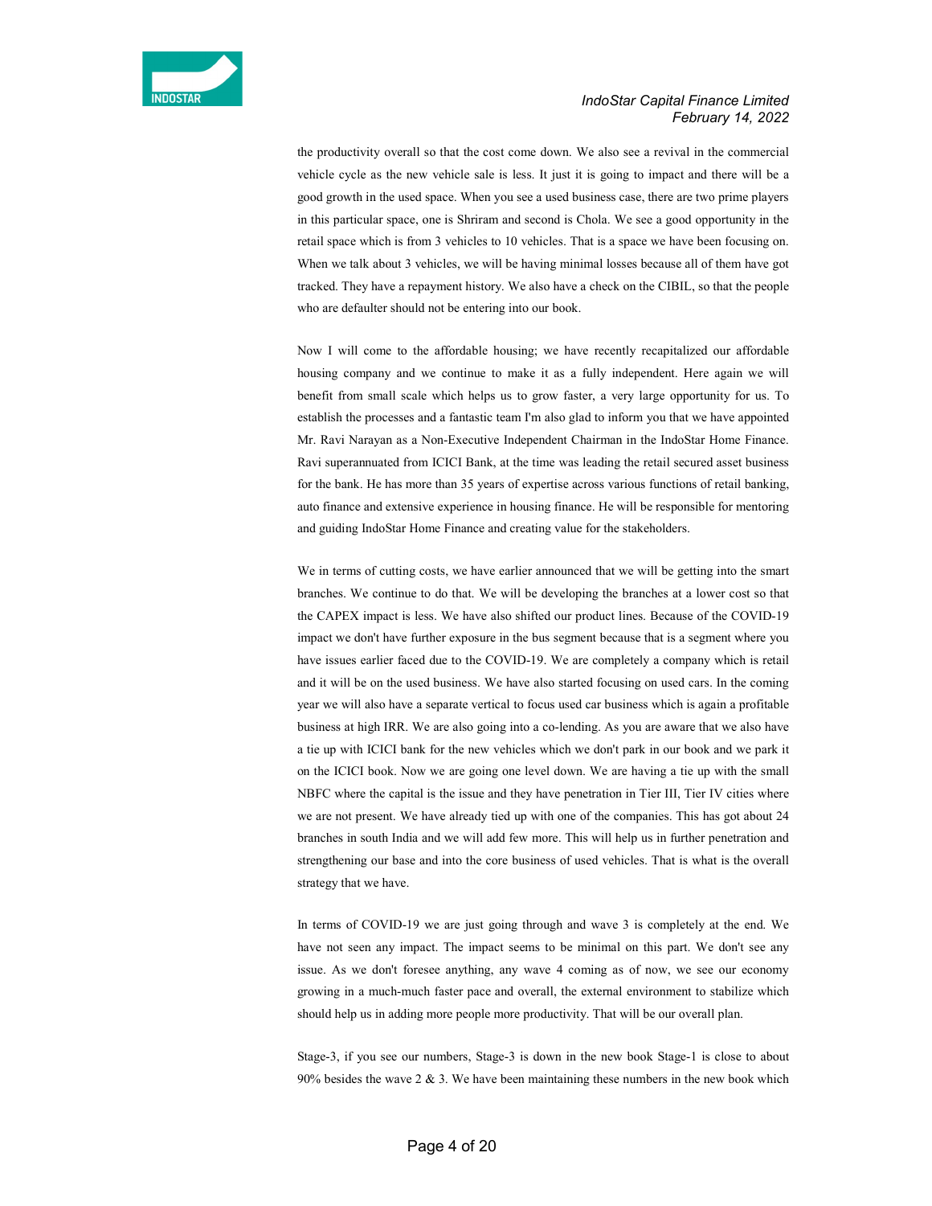the productivity overall so that the cost come down. We also see a revival in the commercial vehicle cycle as the new vehicle sale is less. It just it is going to impact and there will be a good growth in the used space. When you see a used business case, there are two prime players in this particular space, one is Shriram and second is Chola. We see a good opportunity in the retail space which is from 3 vehicles to 10 vehicles. That is a space we have been focusing on. When we talk about 3 vehicles, we will be having minimal losses because all of them have got tracked. They have a repayment history. We also have a check on the CIBIL, so that the people who are defaulter should not be entering into our book.

Now I will come to the affordable housing; we have recently recapitalized our affordable housing company and we continue to make it as a fully independent. Here again we will benefit from small scale which helps us to grow faster, a very large opportunity for us. To establish the processes and a fantastic team I'm also glad to inform you that we have appointed Mr. Ravi Narayan as a Non-Executive Independent Chairman in the IndoStar Home Finance. Ravi superannuated from ICICI Bank, at the time was leading the retail secured asset business for the bank. He has more than 35 years of expertise across various functions of retail banking, auto finance and extensive experience in housing finance. He will be responsible for mentoring and guiding IndoStar Home Finance and creating value for the stakeholders.

We in terms of cutting costs, we have earlier announced that we will be getting into the smart branches. We continue to do that. We will be developing the branches at a lower cost so that the CAPEX impact is less. We have also shifted our product lines. Because of the COVID-19 impact we don't have further exposure in the bus segment because that is a segment where you have issues earlier faced due to the COVID-19. We are completely a company which is retail and it will be on the used business. We have also started focusing on used cars. In the coming year we will also have a separate vertical to focus used car business which is again a profitable business at high IRR. We are also going into a co-lending. As you are aware that we also have a tie up with ICICI bank for the new vehicles which we don't park in our book and we park it on the ICICI book. Now we are going one level down. We are having a tie up with the small NBFC where the capital is the issue and they have penetration in Tier III, Tier IV cities where we are not present. We have already tied up with one of the companies. This has got about 24 branches in south India and we will add few more. This will help us in further penetration and strengthening our base and into the core business of used vehicles. That is what is the overall strategy that we have.

In terms of COVID-19 we are just going through and wave 3 is completely at the end. We have not seen any impact. The impact seems to be minimal on this part. We don't see any issue. As we don't foresee anything, any wave 4 coming as of now, we see our economy growing in a much-much faster pace and overall, the external environment to stabilize which should help us in adding more people more productivity. That will be our overall plan.

Stage-3, if you see our numbers, Stage-3 is down in the new book Stage-1 is close to about 90% besides the wave 2 & 3. We have been maintaining these numbers in the new book which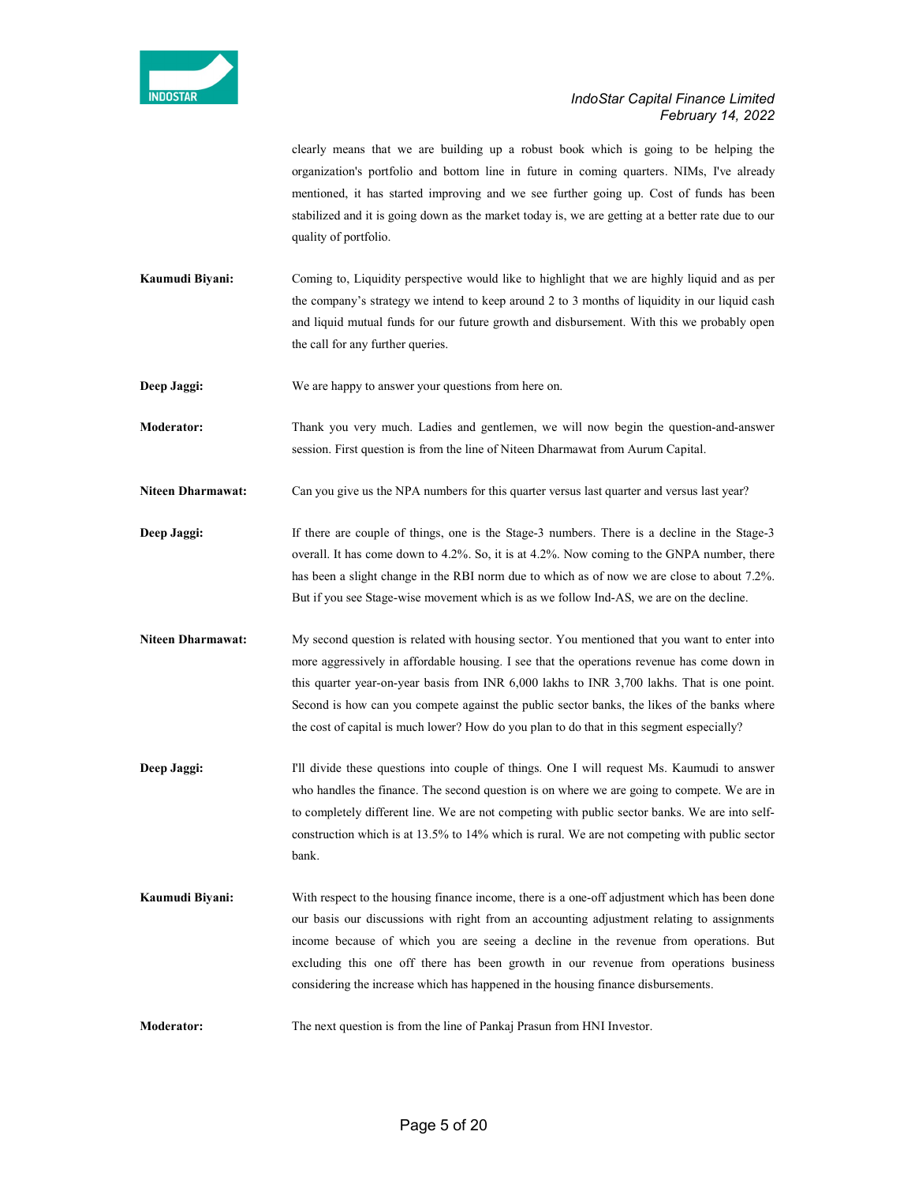clearly means that we are building up a robust book which is going to be helping the organization's portfolio and bottom line in future in coming quarters. NIMs, I've already mentioned, it has started improving and we see further going up. Cost of funds has been stabilized and it is going down as the market today is, we are getting at a better rate due to our quality of portfolio.

**Kaumudi Biyani:** Coming to, Liquidity perspective would like to highlight that we are highly liquid and as per the company's strategy we intend to keep around 2 to 3 months of liquidity in our liquid cash and liquid mutual funds for our future growth and disbursement. With this we probably open the call for any further queries.

**Deep Jaggi:** We are happy to answer your questions from here on.

**Moderator:** Thank you very much. Ladies and gentlemen, we will now begin the question-and-answer session. First question is from the line of Niteen Dharmawat from Aurum Capital.

**Niteen Dharmawat:** Can you give us the NPA numbers for this quarter versus last quarter and versus last year?

**Deep Jaggi:** If there are couple of things, one is the Stage-3 numbers. There is a decline in the Stage-3 overall. It has come down to 4.2%. So, it is at 4.2%. Now coming to the GNPA number, there has been a slight change in the RBI norm due to which as of now we are close to about 7.2%. But if you see Stage-wise movement which is as we follow Ind-AS, we are on the decline.

**Niteen Dharmawat:** My second question is related with housing sector. You mentioned that you want to enter into more aggressively in affordable housing. I see that the operations revenue has come down in this quarter year-on-year basis from INR 6,000 lakhs to INR 3,700 lakhs. That is one point. Second is how can you compete against the public sector banks, the likes of the banks where the cost of capital is much lower? How do you plan to do that in this segment especially?

**Deep Jaggi:** I'll divide these questions into couple of things. One I will request Ms. Kaumudi to answer who handles the finance. The second question is on where we are going to compete. We are in to completely different line. We are not competing with public sector banks. We are into self-construction which is at 13.5% to 14% which is rural. We are not competing with public sector bank.

**Kaumudi Biyani:** With respect to the housing finance income, there is a one-off adjustment which has been done our basis our discussions with right from an accounting adjustment relating to assignments income because of which you are seeing a decline in the revenue from operations. But excluding this one off there has been growth in our revenue from operations business considering the increase which has happened in the housing finance disbursements.

**Moderator:** The next question is from the line of Pankaj Prasun from HNI Investor.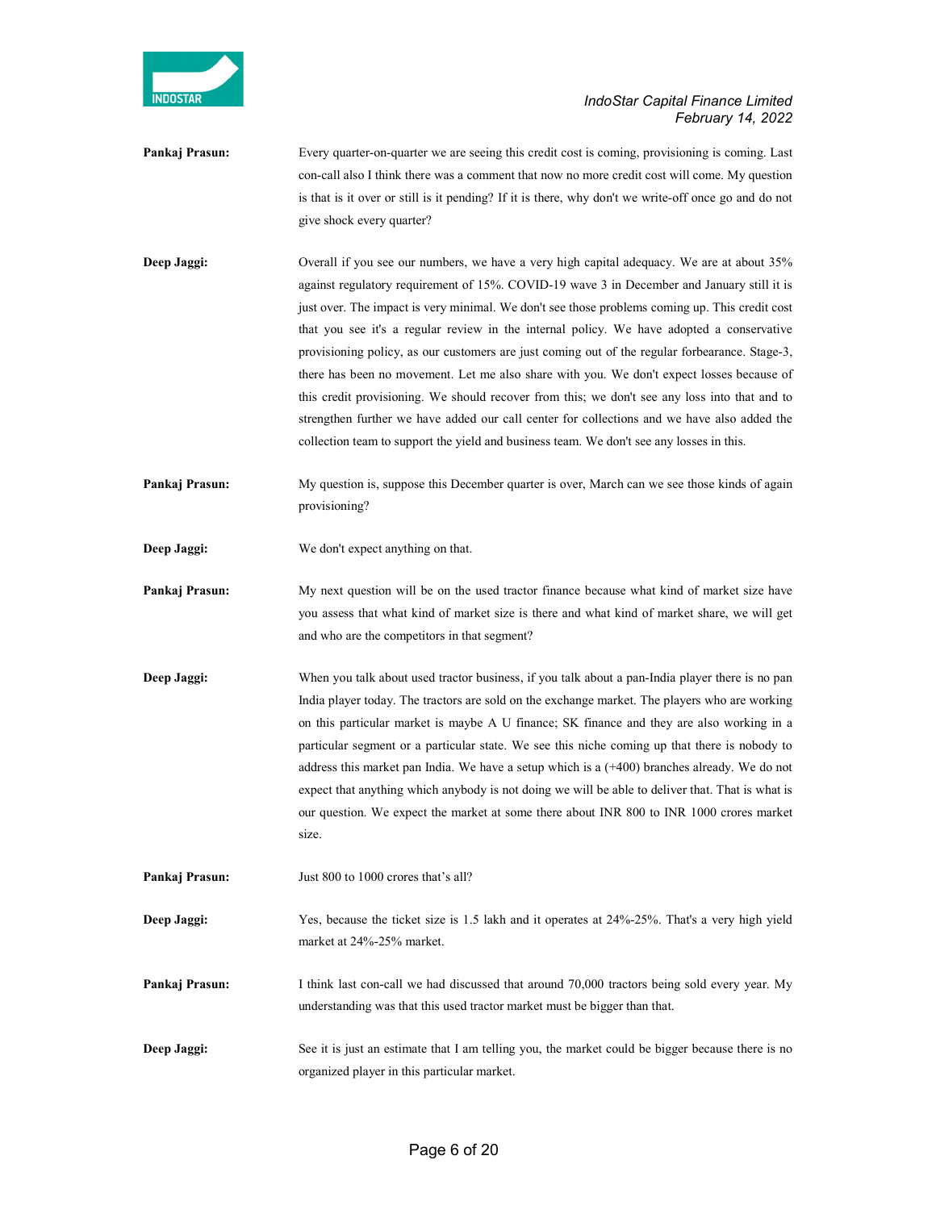**Pankaj Prasun:** Every quarter-on-quarter we are seeing this credit cost is coming, provisioning is coming. Last con-call also I think there was a comment that now no more credit cost will come. My question is that is it over or still is it pending? If it is there, why don't we write-off once go and do not give shock every quarter?

**Deep Jaggi:** Overall if you see our numbers, we have a very high capital adequacy. We are at about 35% against regulatory requirement of 15%. COVID-19 wave 3 in December and January still it is just over. The impact is very minimal. We don't see those problems coming up. This credit cost that you see it's a regular review in the internal policy. We have adopted a conservative provisioning policy, as our customers are just coming out of the regular forbearance. Stage-3, there has been no movement. Let me also share with you. We don't expect losses because of this credit provisioning. We should recover from this; we don't see any loss into that and to strengthen further we have added our call center for collections and we have also added the collection team to support the yield and business team. We don't see any losses in this.

**Pankaj Prasun:** My question is, suppose this December quarter is over, March can we see those kinds of again provisioning?

**Deep Jaggi:** We don't expect anything on that.

**Pankaj Prasun:** My next question will be on the used tractor finance because what kind of market size have you assess that what kind of market size is there and what kind of market share, we will get and who are the competitors in that segment?

**Deep Jaggi:** When you talk about used tractor business, if you talk about a pan-India player there is no pan India player today. The tractors are sold on the exchange market. The players who are working on this particular market is maybe A U finance; SK finance and they are also working in a particular segment or a particular state. We see this niche coming up that there is nobody to address this market pan India. We have a setup which is a (+400) branches already. We do not expect that anything which anybody is not doing we will be able to deliver that. That is what is our question. We expect the market at some there about INR 800 to INR 1000 crores market size.

**Pankaj Prasun:** Just 800 to 1000 crores that's all?

**Deep Jaggi:** Yes, because the ticket size is 1.5 lakh and it operates at 24%-25%. That's a very high yield market at 24%-25% market.

**Pankaj Prasun:** I think last con-call we had discussed that around 70,000 tractors being sold every year. My understanding was that this used tractor market must be bigger than that.

**Deep Jaggi:** See it is just an estimate that I am telling you, the market could be bigger because there is no organized player in this particular market.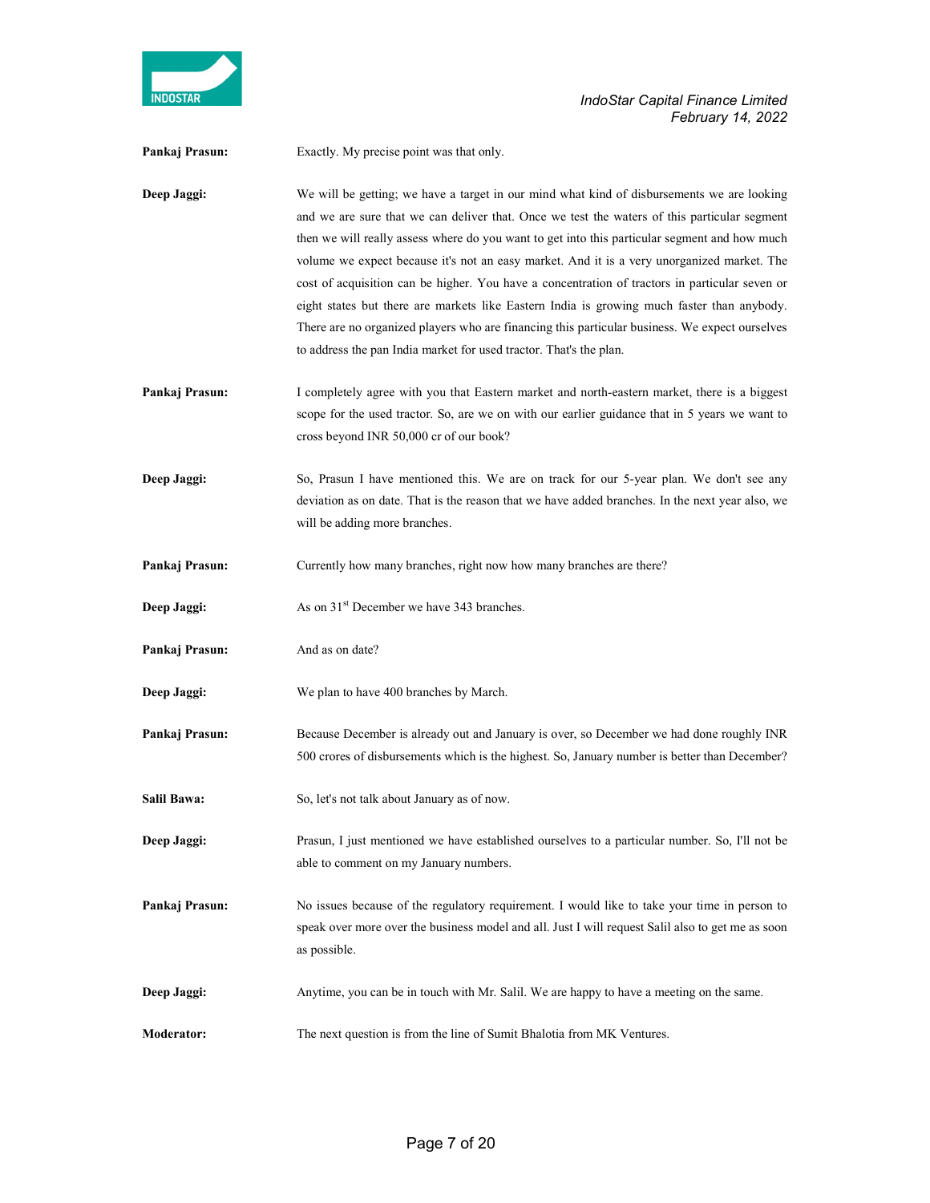**Pankaj Prasun:** Exactly. My precise point was that only.

**Deep Jaggi:** We will be getting; we have a target in our mind what kind of disbursements we are looking and we are sure that we can deliver that. Once we test the waters of this particular segment then we will really assess where do you want to get into this particular segment and how much volume we expect because it's not an easy market. And it is a very unorganized market. The cost of acquisition can be higher. You have a concentration of tractors in particular seven or eight states but there are markets like Eastern India is growing much faster than anybody. There are no organized players who are financing this particular business. We expect ourselves to address the pan India market for used tractor. That's the plan.

**Pankaj Prasun:** I completely agree with you that Eastern market and north-eastern market, there is a biggest scope for the used tractor. So, are we on with our earlier guidance that in 5 years we want to cross beyond INR 50,000 cr of our book?

**Deep Jaggi:** So, Prasun I have mentioned this. We are on track for our 5-year plan. We don't see any deviation as on date. That is the reason that we have added branches. In the next year also, we will be adding more branches.

**Pankaj Prasun:** Currently how many branches, right now how many branches are there?

**Deep Jaggi:** As on 31st December we have 343 branches.

**Pankaj Prasun:** And as on date?

**Deep Jaggi:** We plan to have 400 branches by March.

**Pankaj Prasun:** Because December is already out and January is over, so December we had done roughly INR 500 crores of disbursements which is the highest. So, January number is better than December?

**Salil Bawa:** So, let's not talk about January as of now.

**Deep Jaggi:** Prasun, I just mentioned we have established ourselves to a particular number. So, I'll not be able to comment on my January numbers.

**Pankaj Prasun:** No issues because of the regulatory requirement. I would like to take your time in person to speak over more over the business model and all. Just I will request Salil also to get me as soon as possible.

**Deep Jaggi:** Anytime, you can be in touch with Mr. Salil. We are happy to have a meeting on the same.

**Moderator:** The next question is from the line of Sumit Bhalotia from MK Ventures.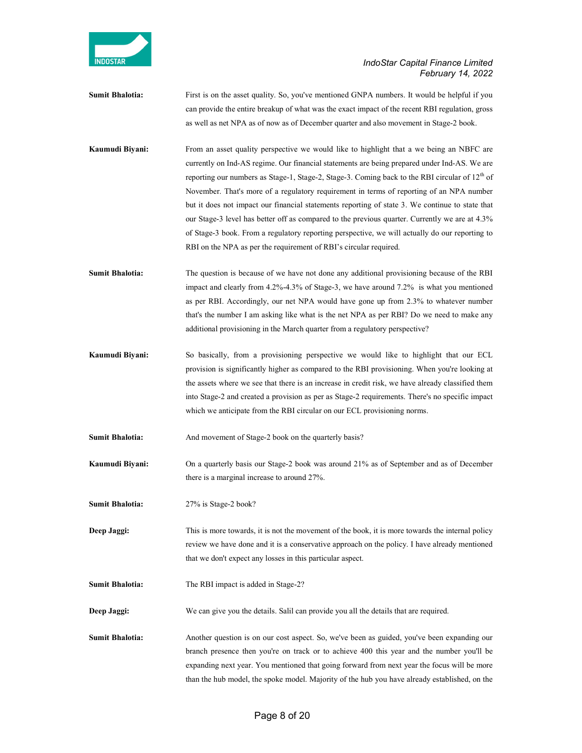**Sumit Bhalotia:** First is on the asset quality. So, you've mentioned GNPA numbers. It would be helpful if you can provide the entire breakup of what was the exact impact of the recent RBI regulation, gross as well as net NPA as of now as of December quarter and also movement in Stage-2 book.

**Kaumudi Biyani:** From an asset quality perspective we would like to highlight that a we being an NBFC are currently on Ind-AS regime. Our financial statements are being prepared under Ind-AS. We are reporting our numbers as Stage-1, Stage-2, Stage-3. Coming back to the RBI circular of 12th of November. That's more of a regulatory requirement in terms of reporting of an NPA number but it does not impact our financial statements reporting of state 3. We continue to state that our Stage-3 level has better off as compared to the previous quarter. Currently we are at 4.3% of Stage-3 book. From a regulatory reporting perspective, we will actually do our reporting to RBI on the NPA as per the requirement of RBI's circular required.

**Sumit Bhalotia:** The question is because of we have not done any additional provisioning because of the RBI impact and clearly from 4.2%-4.3% of Stage-3, we have around 7.2% is what you mentioned as per RBI. Accordingly, our net NPA would have gone up from 2.3% to whatever number that's the number I am asking like what is the net NPA as per RBI? Do we need to make any additional provisioning in the March quarter from a regulatory perspective?

**Kaumudi Biyani:** So basically, from a provisioning perspective we would like to highlight that our ECL provision is significantly higher as compared to the RBI provisioning. When you're looking at the assets where we see that there is an increase in credit risk, we have already classified them into Stage-2 and created a provision as per as Stage-2 requirements. There's no specific impact which we anticipate from the RBI circular on our ECL provisioning norms.

**Sumit Bhalotia:** And movement of Stage-2 book on the quarterly basis?

**Kaumudi Biyani:** On a quarterly basis our Stage-2 book was around 21% as of September and as of December there is a marginal increase to around 27%.

**Sumit Bhalotia:** 27% is Stage-2 book?

**Deep Jaggi:** This is more towards, it is not the movement of the book, it is more towards the internal policy review we have done and it is a conservative approach on the policy. I have already mentioned that we don't expect any losses in this particular aspect.

**Sumit Bhalotia:** The RBI impact is added in Stage-2?

**Deep Jaggi:** We can give you the details. Salil can provide you all the details that are required.

**Sumit Bhalotia:** Another question is on our cost aspect. So, we've been as guided, you've been expanding our branch presence then you're on track or to achieve 400 this year and the number you'll be expanding next year. You mentioned that going forward from next year the focus will be more than the hub model, the spoke model. Majority of the hub you have already established, on the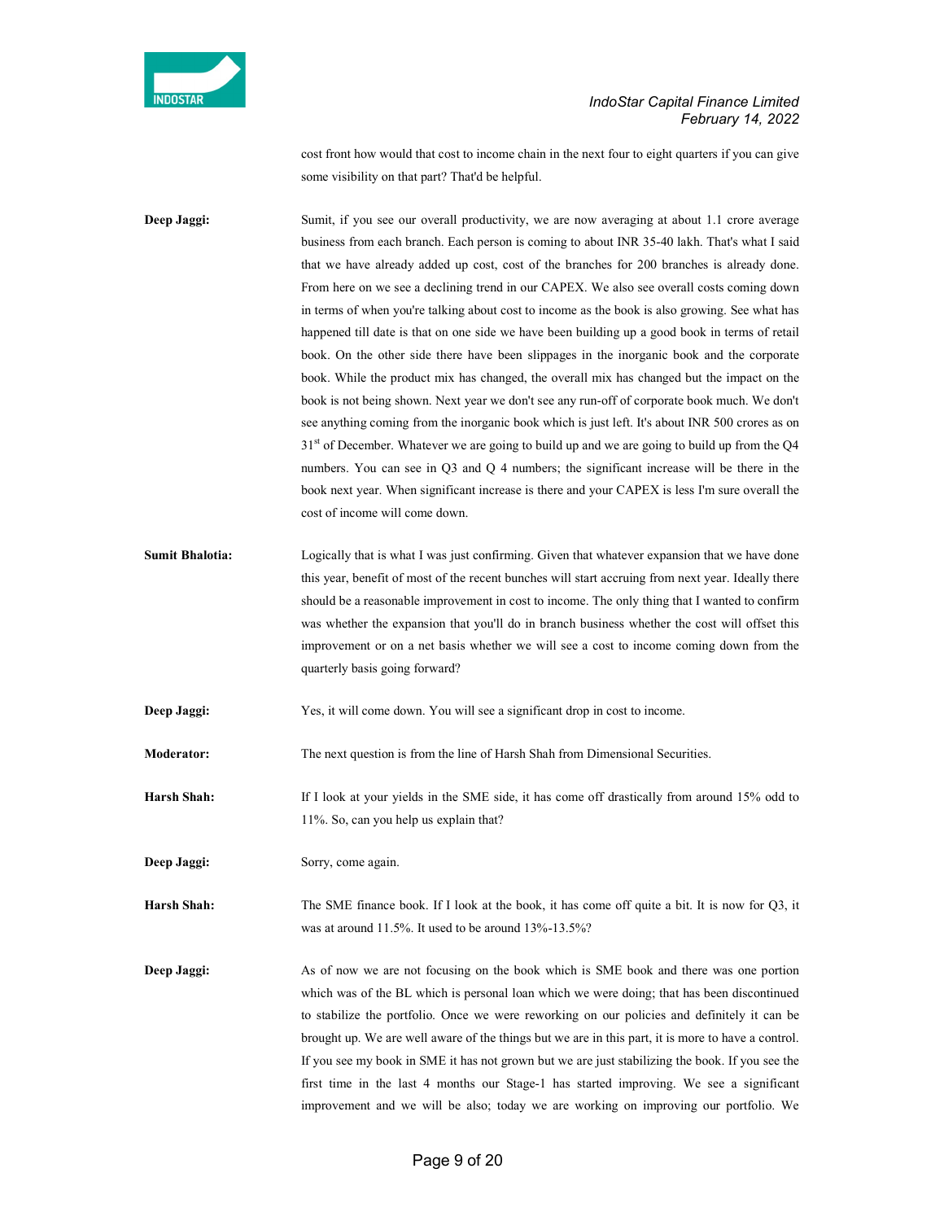cost front how would that cost to income chain in the next four to eight quarters if you can give some visibility on that part? That'd be helpful.

**Deep Jaggi:** Sumit, if you see our overall productivity, we are now averaging at about 1.1 crore average business from each branch. Each person is coming to about INR 35-40 lakh. That's what I said that we have already added up cost, cost of the branches for 200 branches is already done. From here on we see a declining trend in our CAPEX. We also see overall costs coming down in terms of when you're talking about cost to income as the book is also growing. See what has happened till date is that on one side we have been building up a good book in terms of retail book. On the other side there have been slippages in the inorganic book and the corporate book. While the product mix has changed, the overall mix has changed but the impact on the book is not being shown. Next year we don't see any run-off of corporate book much. We don't see anything coming from the inorganic book which is just left. It's about INR 500 crores as on 31st of December. Whatever we are going to build up and we are going to build up from the Q4 numbers. You can see in Q3 and Q 4 numbers; the significant increase will be there in the book next year. When significant increase is there and your CAPEX is less I'm sure overall the cost of income will come down.

**Sumit Bhalotia:** Logically that is what I was just confirming. Given that whatever expansion that we have done this year, benefit of most of the recent bunches will start accruing from next year. Ideally there should be a reasonable improvement in cost to income. The only thing that I wanted to confirm was whether the expansion that you'll do in branch business whether the cost will offset this improvement or on a net basis whether we will see a cost to income coming down from the quarterly basis going forward?

**Deep Jaggi:** Yes, it will come down. You will see a significant drop in cost to income.

**Moderator:** The next question is from the line of Harsh Shah from Dimensional Securities.

**Harsh Shah:** If I look at your yields in the SME side, it has come off drastically from around 15% odd to 11%. So, can you help us explain that?

**Deep Jaggi:** Sorry, come again.

**Harsh Shah:** The SME finance book. If I look at the book, it has come off quite a bit. It is now for Q3, it was at around 11.5%. It used to be around 13%-13.5%?

**Deep Jaggi:** As of now we are not focusing on the book which is SME book and there was one portion which was of the BL which is personal loan which we were doing; that has been discontinued to stabilize the portfolio. Once we were reworking on our policies and definitely it can be brought up. We are well aware of the things but we are in this part, it is more to have a control. If you see my book in SME it has not grown but we are just stabilizing the book. If you see the first time in the last 4 months our Stage-1 has started improving. We see a significant improvement and we will be also; today we are working on improving our portfolio. We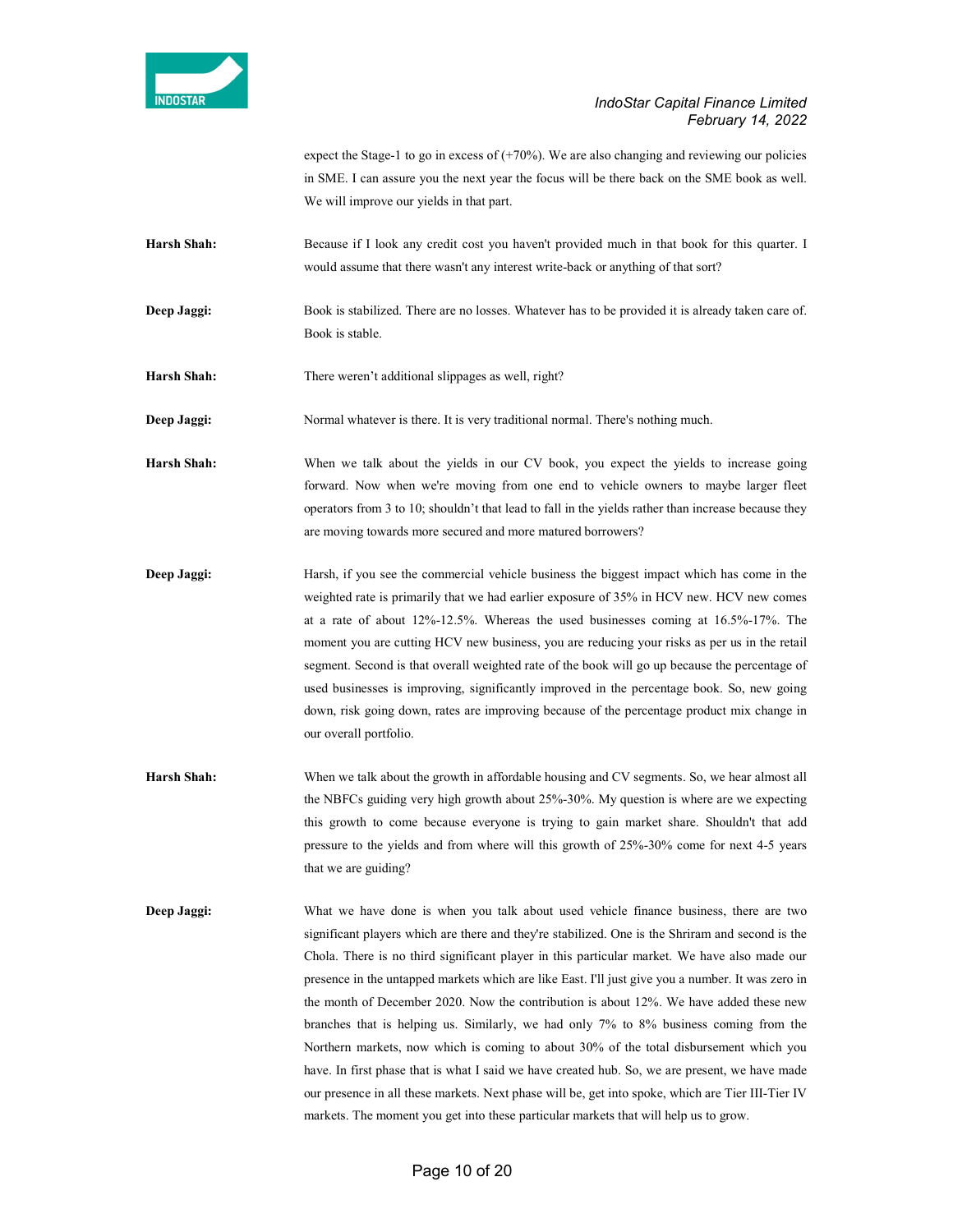expect the Stage-1 to go in excess of (+70%). We are also changing and reviewing our policies in SME. I can assure you the next year the focus will be there back on the SME book as well. We will improve our yields in that part.

**Harsh Shah:** Because if I look any credit cost you haven't provided much in that book for this quarter. I would assume that there wasn't any interest write-back or anything of that sort?

**Deep Jaggi:** Book is stabilized. There are no losses. Whatever has to be provided it is already taken care of. Book is stable.

**Harsh Shah:** There weren't additional slippages as well, right?

**Deep Jaggi:** Normal whatever is there. It is very traditional normal. There's nothing much.

**Harsh Shah:** When we talk about the yields in our CV book, you expect the yields to increase going forward. Now when we're moving from one end to vehicle owners to maybe larger fleet operators from 3 to 10; shouldn't that lead to fall in the yields rather than increase because they are moving towards more secured and more matured borrowers?

**Deep Jaggi:** Harsh, if you see the commercial vehicle business the biggest impact which has come in the weighted rate is primarily that we had earlier exposure of 35% in HCV new. HCV new comes at a rate of about 12%-12.5%. Whereas the used businesses coming at 16.5%-17%. The moment you are cutting HCV new business, you are reducing your risks as per us in the retail segment. Second is that overall weighted rate of the book will go up because the percentage of used businesses is improving, significantly improved in the percentage book. So, new going down, risk going down, rates are improving because of the percentage product mix change in our overall portfolio.

**Harsh Shah:** When we talk about the growth in affordable housing and CV segments. So, we hear almost all the NBFCs guiding very high growth about 25%-30%. My question is where are we expecting this growth to come because everyone is trying to gain market share. Shouldn't that add pressure to the yields and from where will this growth of 25%-30% come for next 4-5 years that we are guiding?

**Deep Jaggi:** What we have done is when you talk about used vehicle finance business, there are two significant players which are there and they're stabilized. One is the Shriram and second is the Chola. There is no third significant player in this particular market. We have also made our presence in the untapped markets which are like East. I'll just give you a number. It was zero in the month of December 2020. Now the contribution is about 12%. We have added these new branches that is helping us. Similarly, we had only 7% to 8% business coming from the Northern markets, now which is coming to about 30% of the total disbursement which you have. In first phase that is what I said we have created hub. So, we are present, we have made our presence in all these markets. Next phase will be, get into spoke, which are Tier III-Tier IV markets. The moment you get into these particular markets that will help us to grow.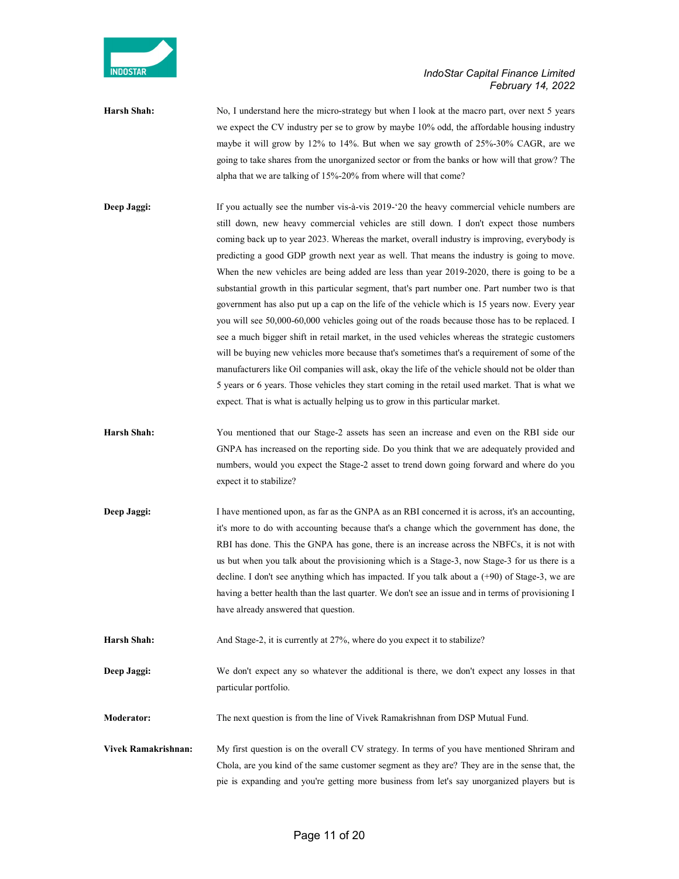**Harsh Shah:** No, I understand here the micro-strategy but when I look at the macro part, over next 5 years we expect the CV industry per se to grow by maybe 10% odd, the affordable housing industry maybe it will grow by 12% to 14%. But when we say growth of 25%-30% CAGR, are we going to take shares from the unorganized sector or from the banks or how will that grow? The alpha that we are talking of 15%-20% from where will that come?

**Deep Jaggi:** If you actually see the number vis-à-vis 2019-'20 the heavy commercial vehicle numbers are still down, new heavy commercial vehicles are still down. I don't expect those numbers coming back up to year 2023. Whereas the market, overall industry is improving, everybody is predicting a good GDP growth next year as well. That means the industry is going to move. When the new vehicles are being added are less than year 2019-2020, there is going to be a substantial growth in this particular segment, that's part number one. Part number two is that government has also put up a cap on the life of the vehicle which is 15 years now. Every year you will see 50,000-60,000 vehicles going out of the roads because those has to be replaced. I see a much bigger shift in retail market, in the used vehicles whereas the strategic customers will be buying new vehicles more because that's sometimes that's a requirement of some of the manufacturers like Oil companies will ask, okay the life of the vehicle should not be older than 5 years or 6 years. Those vehicles they start coming in the retail used market. That is what we expect. That is what is actually helping us to grow in this particular market.

**Harsh Shah:** You mentioned that our Stage-2 assets has seen an increase and even on the RBI side our GNPA has increased on the reporting side. Do you think that we are adequately provided and numbers, would you expect the Stage-2 asset to trend down going forward and where do you expect it to stabilize?

**Deep Jaggi:** I have mentioned upon, as far as the GNPA as an RBI concerned it is across, it's an accounting, it's more to do with accounting because that's a change which the government has done, the RBI has done. This the GNPA has gone, there is an increase across the NBFCs, it is not with us but when you talk about the provisioning which is a Stage-3, now Stage-3 for us there is a decline. I don't see anything which has impacted. If you talk about a (+90) of Stage-3, we are having a better health than the last quarter. We don't see an issue and in terms of provisioning I have already answered that question.

**Harsh Shah:** And Stage-2, it is currently at 27%, where do you expect it to stabilize?

**Deep Jaggi:** We don't expect any so whatever the additional is there, we don't expect any losses in that particular portfolio.

**Moderator:** The next question is from the line of Vivek Ramakrishnan from DSP Mutual Fund.

**Vivek Ramakrishnan:** My first question is on the overall CV strategy. In terms of you have mentioned Shriram and Chola, are you kind of the same customer segment as they are? They are in the sense that, the pie is expanding and you're getting more business from let's say unorganized players but is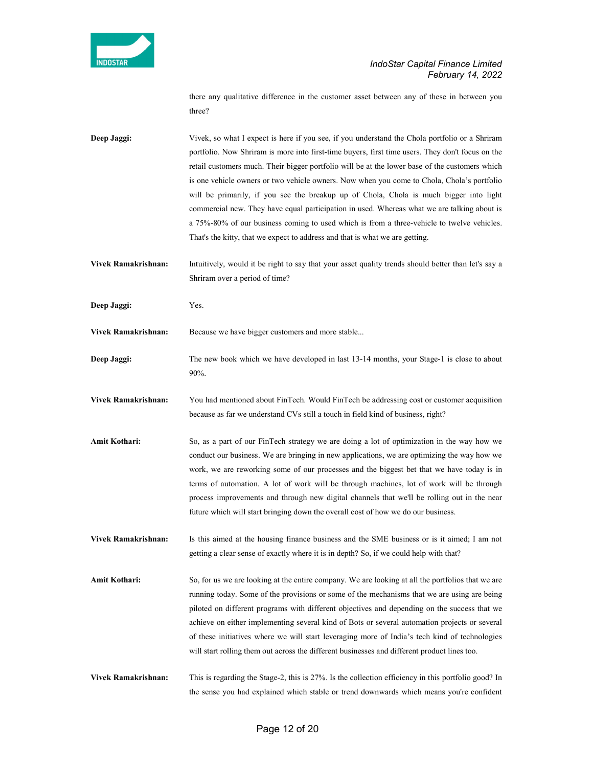there any qualitative difference in the customer asset between any of these in between you three?

**Deep Jaggi:** Vivek, so what I expect is here if you see, if you understand the Chola portfolio or a Shriram portfolio. Now Shriram is more into first-time buyers, first time users. They don't focus on the retail customers much. Their bigger portfolio will be at the lower base of the customers which is one vehicle owners or two vehicle owners. Now when you come to Chola, Chola's portfolio will be primarily, if you see the breakup up of Chola, Chola is much bigger into light commercial new. They have equal participation in used. Whereas what we are talking about is a 75%-80% of our business coming to used which is from a three-vehicle to twelve vehicles. That's the kitty, that we expect to address and that is what we are getting.

**Vivek Ramakrishnan:** Intuitively, would it be right to say that your asset quality trends should better than let's say a Shriram over a period of time?

**Deep Jaggi:** Yes.

**Vivek Ramakrishnan:** Because we have bigger customers and more stable...

**Deep Jaggi:** The new book which we have developed in last 13-14 months, your Stage-1 is close to about 90%.

**Vivek Ramakrishnan:** You had mentioned about FinTech. Would FinTech be addressing cost or customer acquisition because as far we understand CVs still a touch in field kind of business, right?

**Amit Kothari:** So, as a part of our FinTech strategy we are doing a lot of optimization in the way how we conduct our business. We are bringing in new applications, we are optimizing the way how we work, we are reworking some of our processes and the biggest bet that we have today is in terms of automation. A lot of work will be through machines, lot of work will be through process improvements and through new digital channels that we'll be rolling out in the near future which will start bringing down the overall cost of how we do our business.

**Vivek Ramakrishnan:** Is this aimed at the housing finance business and the SME business or is it aimed; I am not getting a clear sense of exactly where it is in depth? So, if we could help with that?

**Amit Kothari:** So, for us we are looking at the entire company. We are looking at all the portfolios that we are running today. Some of the provisions or some of the mechanisms that we are using are being piloted on different programs with different objectives and depending on the success that we achieve on either implementing several kind of Bots or several automation projects or several of these initiatives where we will start leveraging more of India's tech kind of technologies will start rolling them out across the different businesses and different product lines too.

**Vivek Ramakrishnan:** This is regarding the Stage-2, this is 27%. Is the collection efficiency in this portfolio good? In the sense you had explained which stable or trend downwards which means you're confident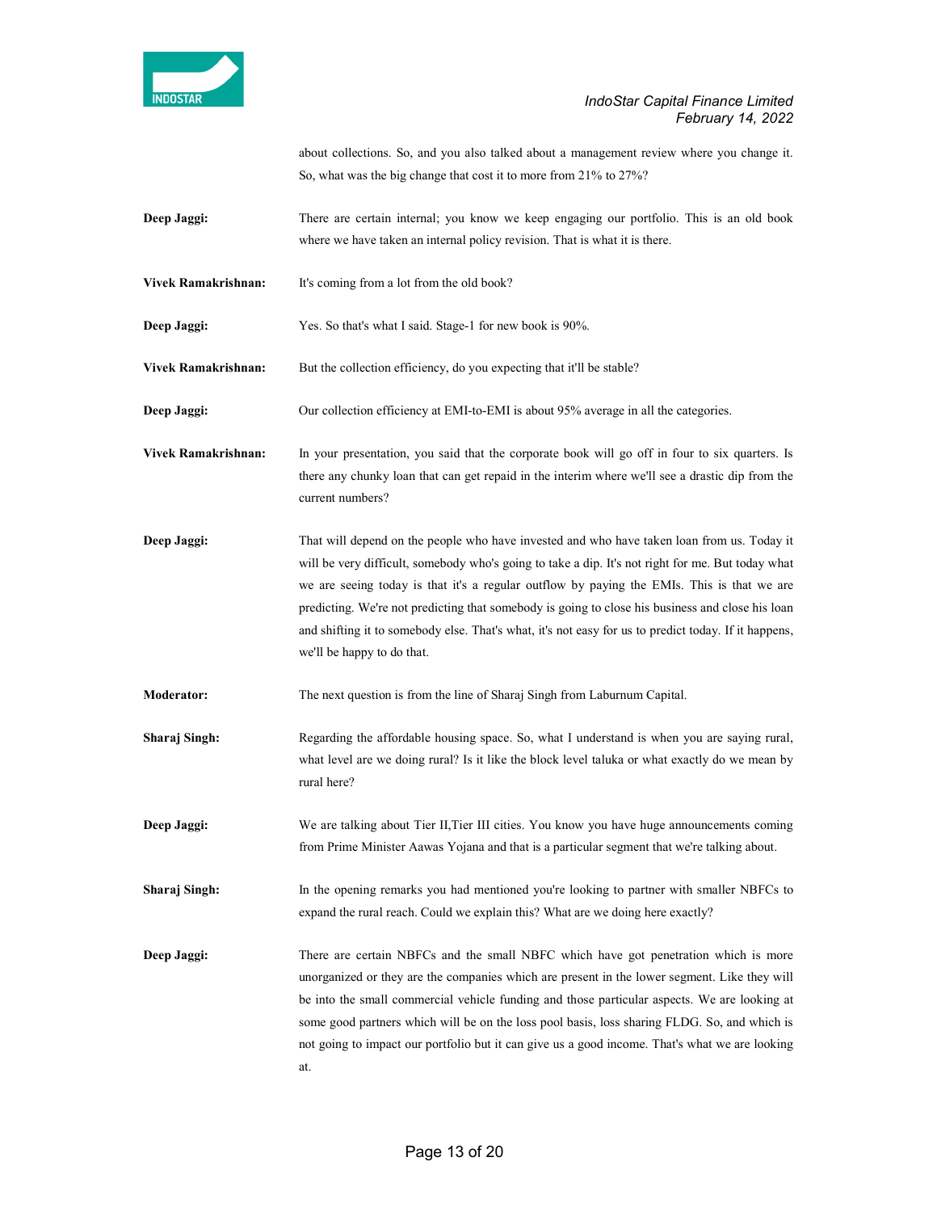about collections. So, and you also talked about a management review where you change it. So, what was the big change that cost it to more from 21% to 27%?

**Deep Jaggi:** There are certain internal; you know we keep engaging our portfolio. This is an old book where we have taken an internal policy revision. That is what it is there.

**Vivek Ramakrishnan:** It's coming from a lot from the old book?

**Deep Jaggi:** Yes. So that's what I said. Stage-1 for new book is 90%.

**Vivek Ramakrishnan:** But the collection efficiency, do you expecting that it'll be stable?

**Deep Jaggi:** Our collection efficiency at EMI-to-EMI is about 95% average in all the categories.

**Vivek Ramakrishnan:** In your presentation, you said that the corporate book will go off in four to six quarters. Is there any chunky loan that can get repaid in the interim where we'll see a drastic dip from the current numbers?

**Deep Jaggi:** That will depend on the people who have invested and who have taken loan from us. Today it will be very difficult, somebody who's going to take a dip. It's not right for me. But today what we are seeing today is that it's a regular outflow by paying the EMIs. This is that we are predicting. We're not predicting that somebody is going to close his business and close his loan and shifting it to somebody else. That's what, it's not easy for us to predict today. If it happens, we'll be happy to do that.

**Moderator:** The next question is from the line of Sharaj Singh from Laburnum Capital.

**Sharaj Singh:** Regarding the affordable housing space. So, what I understand is when you are saying rural, what level are we doing rural? Is it like the block level taluka or what exactly do we mean by rural here?

**Deep Jaggi:** We are talking about Tier II,Tier III cities. You know you have huge announcements coming from Prime Minister Aawas Yojana and that is a particular segment that we're talking about.

**Sharaj Singh:** In the opening remarks you had mentioned you're looking to partner with smaller NBFCs to expand the rural reach. Could we explain this? What are we doing here exactly?

**Deep Jaggi:** There are certain NBFCs and the small NBFC which have got penetration which is more unorganized or they are the companies which are present in the lower segment. Like they will be into the small commercial vehicle funding and those particular aspects. We are looking at some good partners which will be on the loss pool basis, loss sharing FLDG. So, and which is not going to impact our portfolio but it can give us a good income. That's what we are looking at.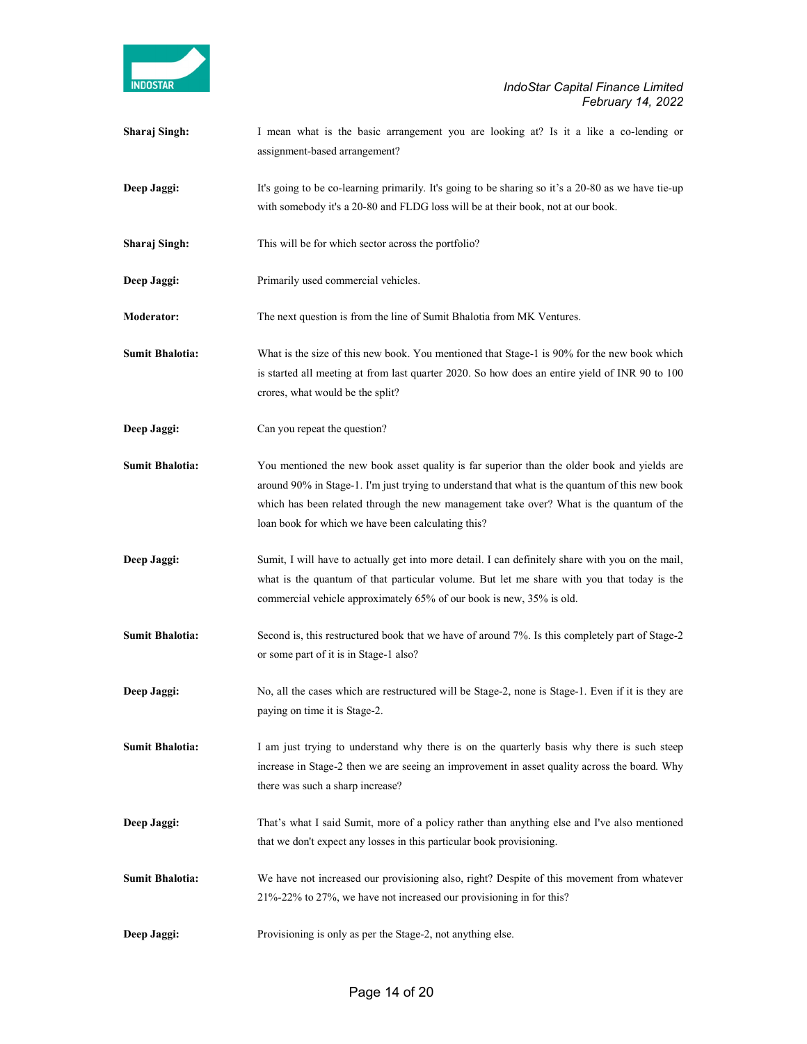**Sharaj Singh:** I mean what is the basic arrangement you are looking at? Is it a like a co-lending or assignment-based arrangement?

**Deep Jaggi:** It's going to be co-learning primarily. It's going to be sharing so it's a 20-80 as we have tie-up with somebody it's a 20-80 and FLDG loss will be at their book, not at our book.

**Sharaj Singh:** This will be for which sector across the portfolio?

**Deep Jaggi:** Primarily used commercial vehicles.

**Moderator:** The next question is from the line of Sumit Bhalotia from MK Ventures.

**Sumit Bhalotia:** What is the size of this new book. You mentioned that Stage-1 is 90% for the new book which is started all meeting at from last quarter 2020. So how does an entire yield of INR 90 to 100 crores, what would be the split?

**Deep Jaggi:** Can you repeat the question?

**Sumit Bhalotia:** You mentioned the new book asset quality is far superior than the older book and yields are around 90% in Stage-1. I'm just trying to understand that what is the quantum of this new book which has been related through the new management take over? What is the quantum of the loan book for which we have been calculating this?

**Deep Jaggi:** Sumit, I will have to actually get into more detail. I can definitely share with you on the mail, what is the quantum of that particular volume. But let me share with you that today is the commercial vehicle approximately 65% of our book is new, 35% is old.

**Sumit Bhalotia:** Second is, this restructured book that we have of around 7%. Is this completely part of Stage-2 or some part of it is in Stage-1 also?

**Deep Jaggi:** No, all the cases which are restructured will be Stage-2, none is Stage-1. Even if it is they are paying on time it is Stage-2.

**Sumit Bhalotia:** I am just trying to understand why there is on the quarterly basis why there is such steep increase in Stage-2 then we are seeing an improvement in asset quality across the board. Why there was such a sharp increase?

**Deep Jaggi:** That's what I said Sumit, more of a policy rather than anything else and I've also mentioned that we don't expect any losses in this particular book provisioning.

**Sumit Bhalotia:** We have not increased our provisioning also, right? Despite of this movement from whatever 21%-22% to 27%, we have not increased our provisioning in for this?

**Deep Jaggi:** Provisioning is only as per the Stage-2, not anything else.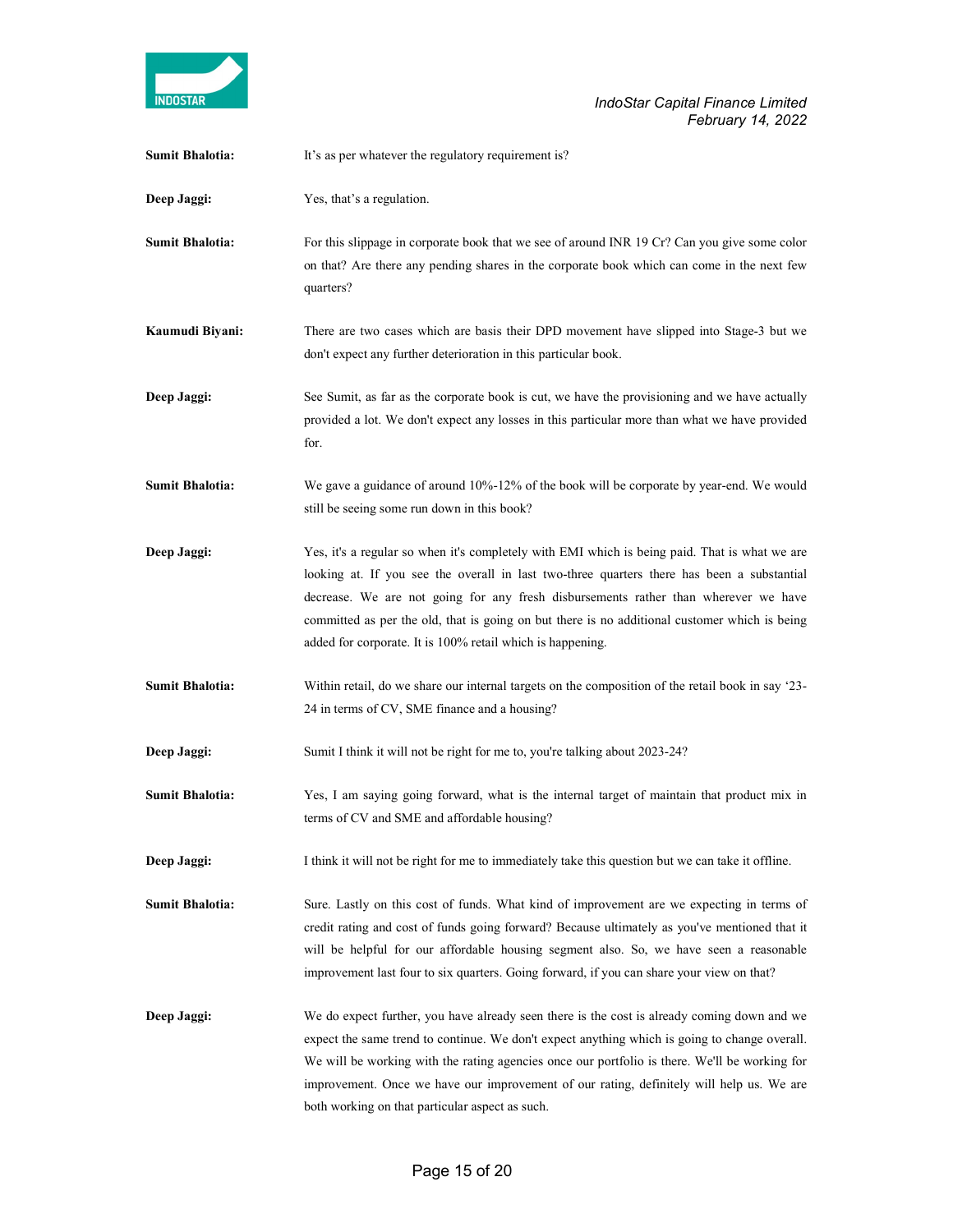**Sumit Bhalotia:** It's as per whatever the regulatory requirement is?

**Deep Jaggi:** Yes, that's a regulation.

**Sumit Bhalotia:** For this slippage in corporate book that we see of around INR 19 Cr? Can you give some color on that? Are there any pending shares in the corporate book which can come in the next few quarters?

**Kaumudi Biyani:** There are two cases which are basis their DPD movement have slipped into Stage-3 but we don't expect any further deterioration in this particular book.

**Deep Jaggi:** See Sumit, as far as the corporate book is cut, we have the provisioning and we have actually provided a lot. We don't expect any losses in this particular more than what we have provided for.

**Sumit Bhalotia:** We gave a guidance of around 10%-12% of the book will be corporate by year-end. We would still be seeing some run down in this book?

**Deep Jaggi:** Yes, it's a regular so when it's completely with EMI which is being paid. That is what we are looking at. If you see the overall in last two-three quarters there has been a substantial decrease. We are not going for any fresh disbursements rather than wherever we have committed as per the old, that is going on but there is no additional customer which is being added for corporate. It is 100% retail which is happening.

**Sumit Bhalotia:** Within retail, do we share our internal targets on the composition of the retail book in say '23-24 in terms of CV, SME finance and a housing?

**Deep Jaggi:** Sumit I think it will not be right for me to, you're talking about 2023-24?

**Sumit Bhalotia:** Yes, I am saying going forward, what is the internal target of maintain that product mix in terms of CV and SME and affordable housing?

**Deep Jaggi:** I think it will not be right for me to immediately take this question but we can take it offline.

**Sumit Bhalotia:** Sure. Lastly on this cost of funds. What kind of improvement are we expecting in terms of credit rating and cost of funds going forward? Because ultimately as you've mentioned that it will be helpful for our affordable housing segment also. So, we have seen a reasonable improvement last four to six quarters. Going forward, if you can share your view on that?

**Deep Jaggi:** We do expect further, you have already seen there is the cost is already coming down and we expect the same trend to continue. We don't expect anything which is going to change overall. We will be working with the rating agencies once our portfolio is there. We'll be working for improvement. Once we have our improvement of our rating, definitely will help us. We are both working on that particular aspect as such.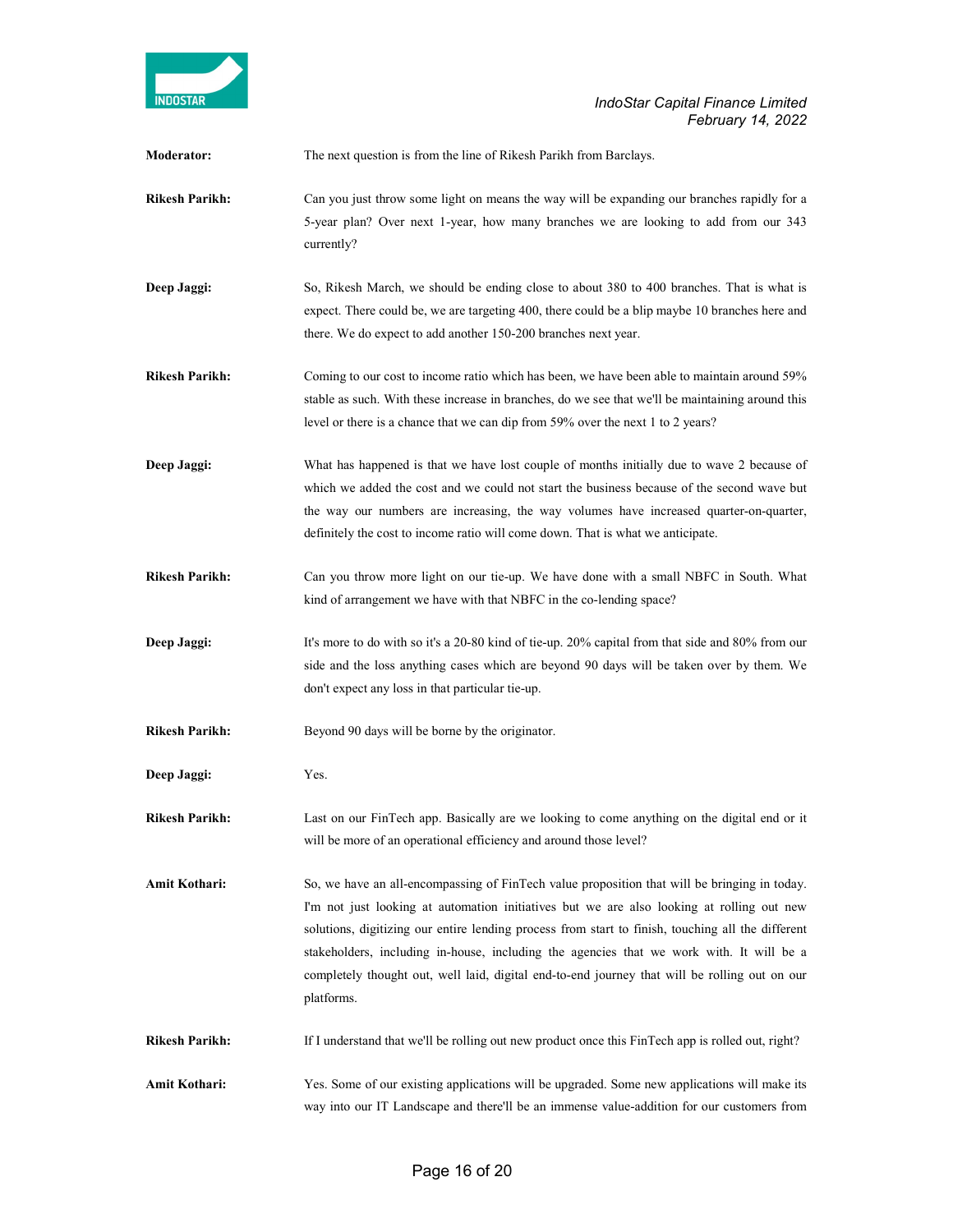**Moderator:** The next question is from the line of Rikesh Parikh from Barclays.

**Rikesh Parikh:** Can you just throw some light on means the way will be expanding our branches rapidly for a 5-year plan? Over next 1-year, how many branches we are looking to add from our 343 currently?

**Deep Jaggi:** So, Rikesh March, we should be ending close to about 380 to 400 branches. That is what is expect. There could be, we are targeting 400, there could be a blip maybe 10 branches here and there. We do expect to add another 150-200 branches next year.

**Rikesh Parikh:** Coming to our cost to income ratio which has been, we have been able to maintain around 59% stable as such. With these increase in branches, do we see that we'll be maintaining around this level or there is a chance that we can dip from 59% over the next 1 to 2 years?

**Deep Jaggi:** What has happened is that we have lost couple of months initially due to wave 2 because of which we added the cost and we could not start the business because of the second wave but the way our numbers are increasing, the way volumes have increased quarter-on-quarter, definitely the cost to income ratio will come down. That is what we anticipate.

**Rikesh Parikh:** Can you throw more light on our tie-up. We have done with a small NBFC in South. What kind of arrangement we have with that NBFC in the co-lending space?

**Deep Jaggi:** It's more to do with so it's a 20-80 kind of tie-up. 20% capital from that side and 80% from our side and the loss anything cases which are beyond 90 days will be taken over by them. We don't expect any loss in that particular tie-up.

**Rikesh Parikh:** Beyond 90 days will be borne by the originator.

**Deep Jaggi:** Yes.

**Rikesh Parikh:** Last on our FinTech app. Basically are we looking to come anything on the digital end or it will be more of an operational efficiency and around those level?

**Amit Kothari:** So, we have an all-encompassing of FinTech value proposition that will be bringing in today. I'm not just looking at automation initiatives but we are also looking at rolling out new solutions, digitizing our entire lending process from start to finish, touching all the different stakeholders, including in-house, including the agencies that we work with. It will be a completely thought out, well laid, digital end-to-end journey that will be rolling out on our platforms.

**Rikesh Parikh:** If I understand that we'll be rolling out new product once this FinTech app is rolled out, right?

**Amit Kothari:** Yes. Some of our existing applications will be upgraded. Some new applications will make its way into our IT Landscape and there'll be an immense value-addition for our customers from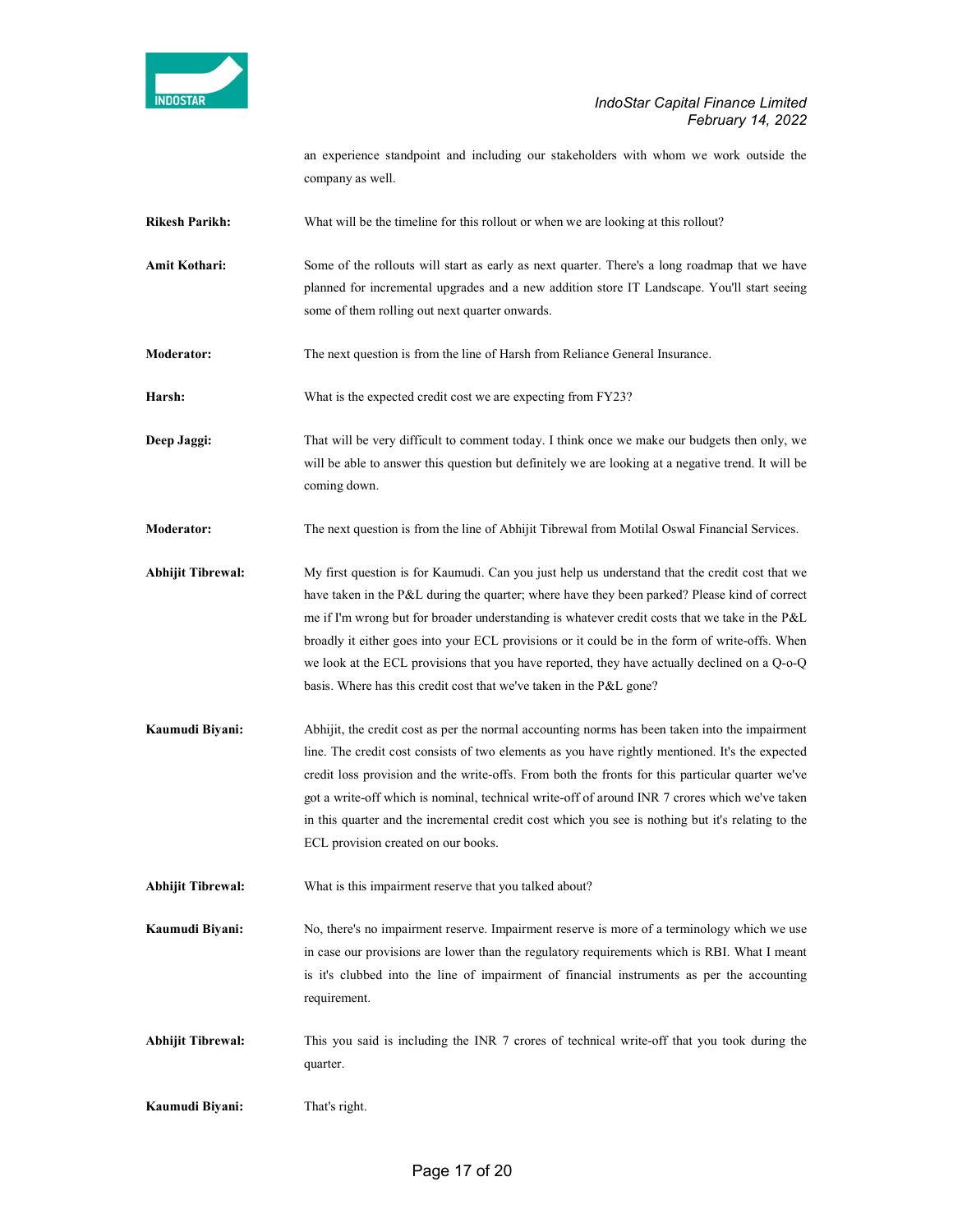an experience standpoint and including our stakeholders with whom we work outside the company as well.

**Rikesh Parikh:** What will be the timeline for this rollout or when we are looking at this rollout?

**Amit Kothari:** Some of the rollouts will start as early as next quarter. There's a long roadmap that we have planned for incremental upgrades and a new addition store IT Landscape. You'll start seeing some of them rolling out next quarter onwards.

**Moderator:** The next question is from the line of Harsh from Reliance General Insurance.

**Harsh:** What is the expected credit cost we are expecting from FY23?

**Deep Jaggi:** That will be very difficult to comment today. I think once we make our budgets then only, we will be able to answer this question but definitely we are looking at a negative trend. It will be coming down.

**Moderator:** The next question is from the line of Abhijit Tibrewal from Motilal Oswal Financial Services.

**Abhijit Tibrewal:** My first question is for Kaumudi. Can you just help us understand that the credit cost that we have taken in the P&L during the quarter; where have they been parked? Please kind of correct me if I'm wrong but for broader understanding is whatever credit costs that we take in the P&L broadly it either goes into your ECL provisions or it could be in the form of write-offs. When we look at the ECL provisions that you have reported, they have actually declined on a Q-o-Q basis. Where has this credit cost that we've taken in the P&L gone?

**Kaumudi Biyani:** Abhijit, the credit cost as per the normal accounting norms has been taken into the impairment line. The credit cost consists of two elements as you have rightly mentioned. It's the expected credit loss provision and the write-offs. From both the fronts for this particular quarter we've got a write-off which is nominal, technical write-off of around INR 7 crores which we've taken in this quarter and the incremental credit cost which you see is nothing but it's relating to the ECL provision created on our books.

**Abhijit Tibrewal:** What is this impairment reserve that you talked about?

**Kaumudi Biyani:** No, there's no impairment reserve. Impairment reserve is more of a terminology which we use in case our provisions are lower than the regulatory requirements which is RBI. What I meant is it's clubbed into the line of impairment of financial instruments as per the accounting requirement.

**Abhijit Tibrewal:** This you said is including the INR 7 crores of technical write-off that you took during the quarter.

**Kaumudi Biyani:** That's right.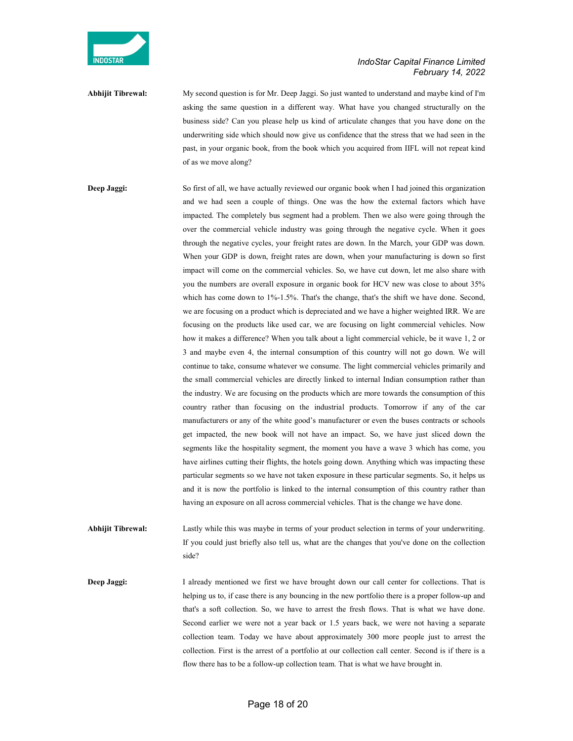**Abhijit Tibrewal:** My second question is for Mr. Deep Jaggi. So just wanted to understand and maybe kind of I'm asking the same question in a different way. What have you changed structurally on the business side? Can you please help us kind of articulate changes that you have done on the underwriting side which should now give us confidence that the stress that we had seen in the past, in your organic book, from the book which you acquired from IIFL will not repeat kind of as we move along?

**Deep Jaggi:** So first of all, we have actually reviewed our organic book when I had joined this organization and we had seen a couple of things. One was the how the external factors which have impacted. The completely bus segment had a problem. Then we also were going through the over the commercial vehicle industry was going through the negative cycle. When it goes through the negative cycles, your freight rates are down. In the March, your GDP was down. When your GDP is down, freight rates are down, when your manufacturing is down so first impact will come on the commercial vehicles. So, we have cut down, let me also share with you the numbers are overall exposure in organic book for HCV new was close to about 35% which has come down to 1%-1.5%. That's the change, that's the shift we have done. Second, we are focusing on a product which is depreciated and we have a higher weighted IRR. We are focusing on the products like used car, we are focusing on light commercial vehicles. Now how it makes a difference? When you talk about a light commercial vehicle, be it wave 1, 2 or 3 and maybe even 4, the internal consumption of this country will not go down. We will continue to take, consume whatever we consume. The light commercial vehicles primarily and the small commercial vehicles are directly linked to internal Indian consumption rather than the industry. We are focusing on the products which are more towards the consumption of this country rather than focusing on the industrial products. Tomorrow if any of the car manufacturers or any of the white good's manufacturer or even the buses contracts or schools get impacted, the new book will not have an impact. So, we have just sliced down the segments like the hospitality segment, the moment you have a wave 3 which has come, you have airlines cutting their flights, the hotels going down. Anything which was impacting these particular segments so we have not taken exposure in these particular segments. So, it helps us and it is now the portfolio is linked to the internal consumption of this country rather than having an exposure on all across commercial vehicles. That is the change we have done.

**Abhijit Tibrewal:** Lastly while this was maybe in terms of your product selection in terms of your underwriting. If you could just briefly also tell us, what are the changes that you've done on the collection side?

**Deep Jaggi:** I already mentioned we first we have brought down our call center for collections. That is helping us to, if case there is any bouncing in the new portfolio there is a proper follow-up and that's a soft collection. So, we have to arrest the fresh flows. That is what we have done. Second earlier we were not a year back or 1.5 years back, we were not having a separate collection team. Today we have about approximately 300 more people just to arrest the collection. First is the arrest of a portfolio at our collection call center. Second is if there is a flow there has to be a follow-up collection team. That is what we have brought in.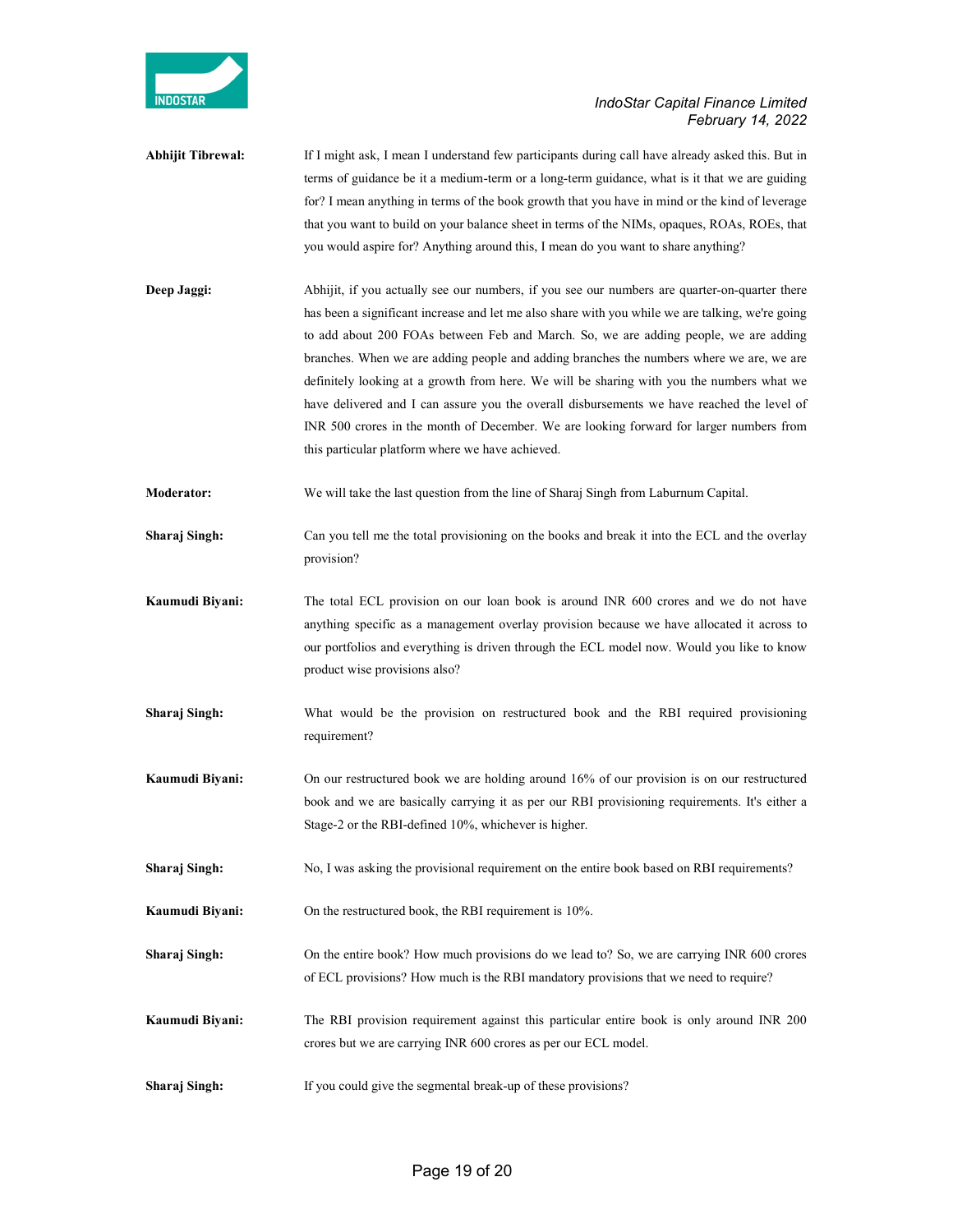**Abhijit Tibrewal:** If I might ask, I mean I understand few participants during call have already asked this. But in terms of guidance be it a medium-term or a long-term guidance, what is it that we are guiding for? I mean anything in terms of the book growth that you have in mind or the kind of leverage that you want to build on your balance sheet in terms of the NIMs, opaques, ROAs, ROEs, that you would aspire for? Anything around this, I mean do you want to share anything?

**Deep Jaggi:** Abhijit, if you actually see our numbers, if you see our numbers are quarter-on-quarter there has been a significant increase and let me also share with you while we are talking, we're going to add about 200 FOAs between Feb and March. So, we are adding people, we are adding branches. When we are adding people and adding branches the numbers where we are, we are definitely looking at a growth from here. We will be sharing with you the numbers what we have delivered and I can assure you the overall disbursements we have reached the level of INR 500 crores in the month of December. We are looking forward for larger numbers from this particular platform where we have achieved.

**Moderator:** We will take the last question from the line of Sharaj Singh from Laburnum Capital.

**Sharaj Singh:** Can you tell me the total provisioning on the books and break it into the ECL and the overlay provision?

**Kaumudi Biyani:** The total ECL provision on our loan book is around INR 600 crores and we do not have anything specific as a management overlay provision because we have allocated it across to our portfolios and everything is driven through the ECL model now. Would you like to know product wise provisions also?

**Sharaj Singh:** What would be the provision on restructured book and the RBI required provisioning requirement?

**Kaumudi Biyani:** On our restructured book we are holding around 16% of our provision is on our restructured book and we are basically carrying it as per our RBI provisioning requirements. It's either a Stage-2 or the RBI-defined 10%, whichever is higher.

**Sharaj Singh:** No, I was asking the provisional requirement on the entire book based on RBI requirements?

**Kaumudi Biyani:** On the restructured book, the RBI requirement is 10%.

**Sharaj Singh:** On the entire book? How much provisions do we lead to? So, we are carrying INR 600 crores of ECL provisions? How much is the RBI mandatory provisions that we need to require?

**Kaumudi Biyani:** The RBI provision requirement against this particular entire book is only around INR 200 crores but we are carrying INR 600 crores as per our ECL model.

**Sharaj Singh:** If you could give the segmental break-up of these provisions?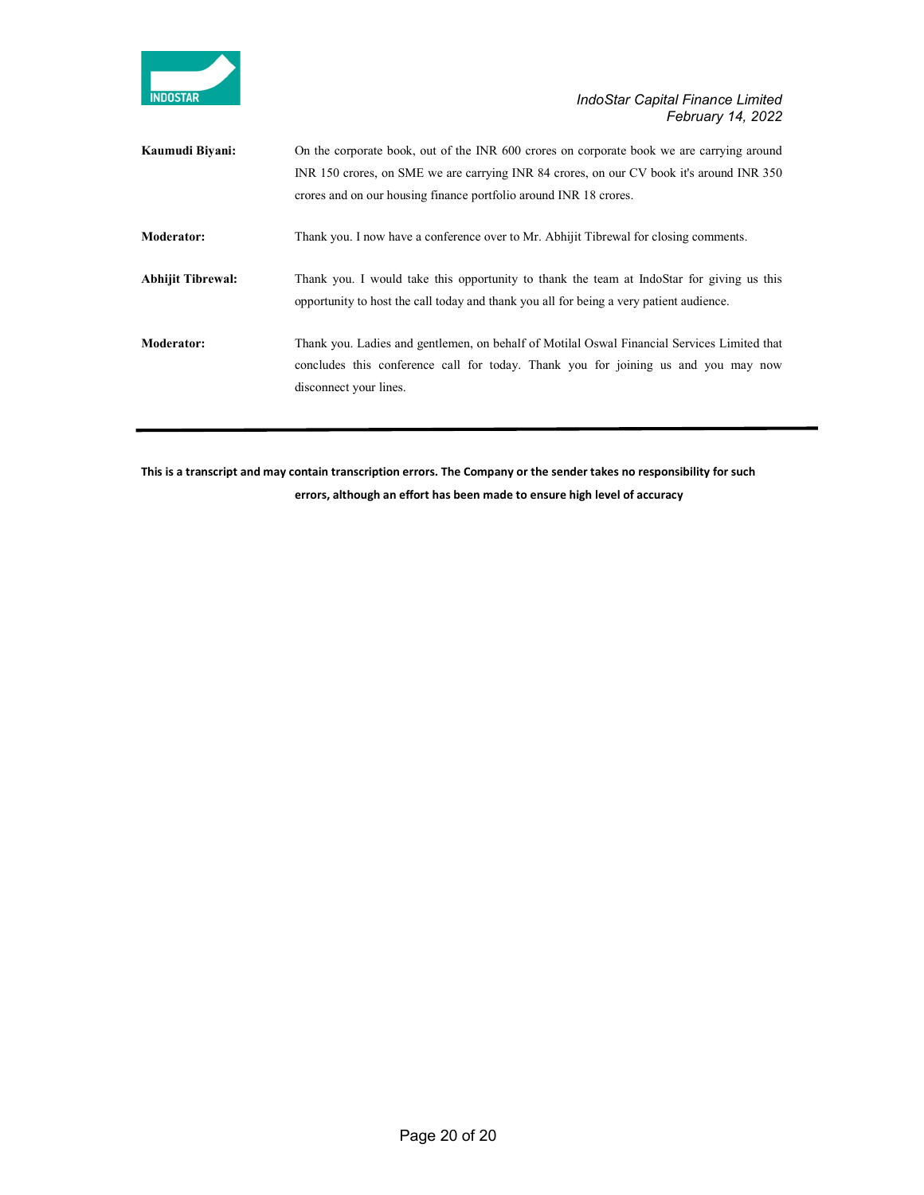**Kaumudi Biyani:** On the corporate book, out of the INR 600 crores on corporate book we are carrying around INR 150 crores, on SME we are carrying INR 84 crores, on our CV book it's around INR 350 crores and on our housing finance portfolio around INR 18 crores.

**Moderator:** Thank you. I now have a conference over to Mr. Abhijit Tibrewal for closing comments.

**Abhijit Tibrewal:** Thank you. I would take this opportunity to thank the team at IndoStar for giving us this opportunity to host the call today and thank you all for being a very patient audience.

**Moderator:** Thank you. Ladies and gentlemen, on behalf of Motilal Oswal Financial Services Limited that concludes this conference call for today. Thank you for joining us and you may now disconnect your lines.

---

**This is a transcript and may contain transcription errors. The Company or the sender takes no responsibility for such errors, although an effort has been made to ensure high level of accuracy**